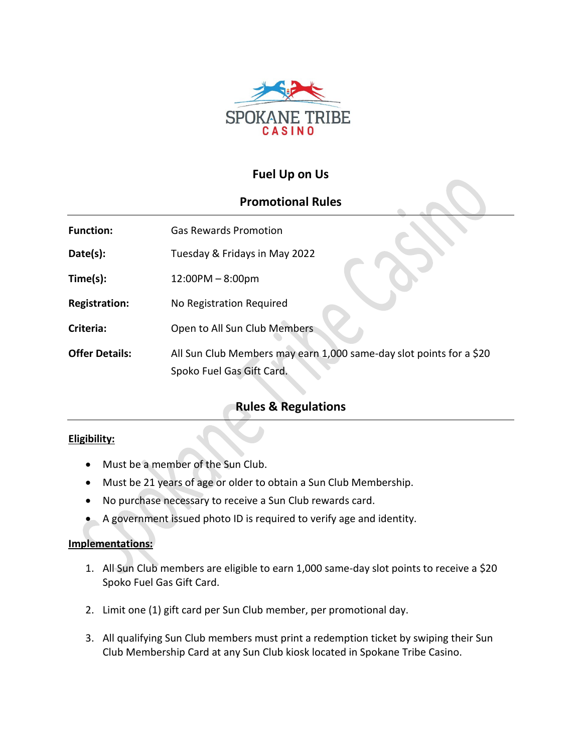SPOKANE TRIBE CASINO

# Fuel Up on Us

## Promotional Rules

| | |
|---|---|
| **Function:** | Gas Rewards Promotion |
| **Date(s):** | Tuesday & Fridays in May 2022 |
| **Time(s):** | 12:00PM – 8:00pm |
| **Registration:** | No Registration Required |
| **Criteria:** | Open to All Sun Club Members |
| **Offer Details:** | All Sun Club Members may earn 1,000 same-day slot points for a $20 Spoko Fuel Gas Gift Card. |

## Rules & Regulations

**Eligibility:**

- Must be a member of the Sun Club.
- Must be 21 years of age or older to obtain a Sun Club Membership.
- No purchase necessary to receive a Sun Club rewards card.
- A government issued photo ID is required to verify age and identity.

**Implementations:**

1. All Sun Club members are eligible to earn 1,000 same-day slot points to receive a $20 Spoko Fuel Gas Gift Card.

2. Limit one (1) gift card per Sun Club member, per promotional day.

3. All qualifying Sun Club members must print a redemption ticket by swiping their Sun Club Membership Card at any Sun Club kiosk located in Spokane Tribe Casino.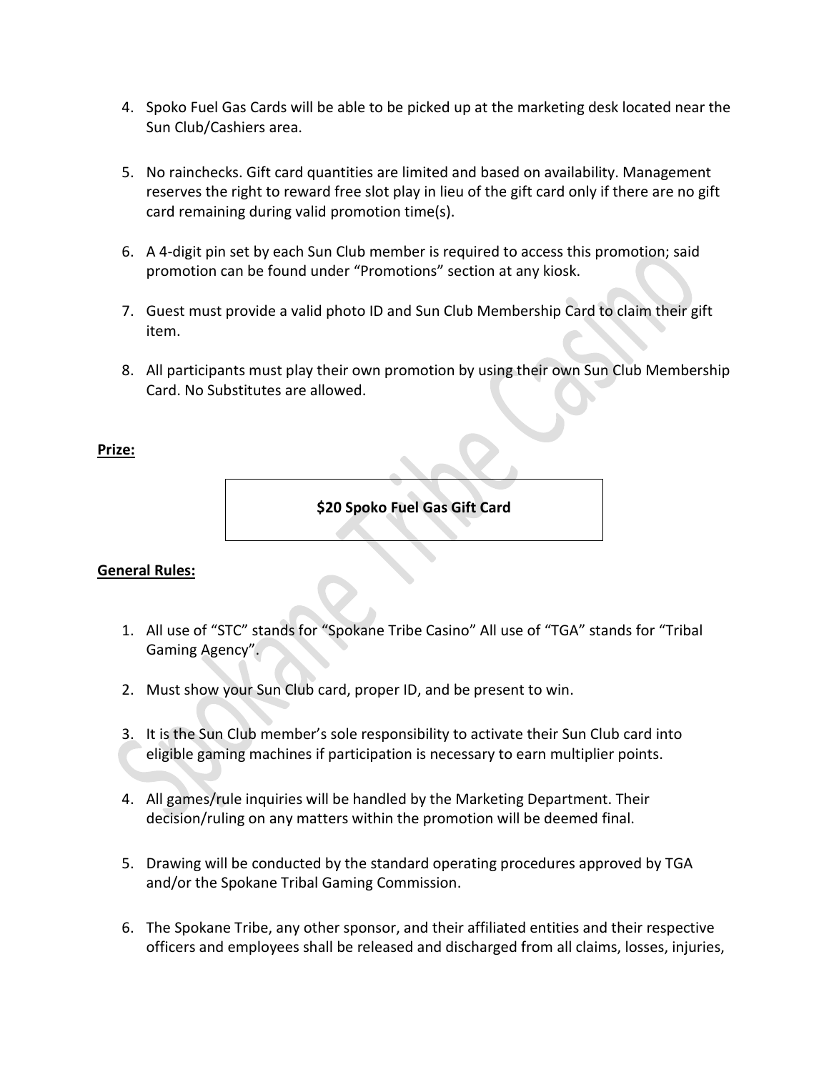4. Spoko Fuel Gas Cards will be able to be picked up at the marketing desk located near the Sun Club/Cashiers area.

5. No rainchecks. Gift card quantities are limited and based on availability. Management reserves the right to reward free slot play in lieu of the gift card only if there are no gift card remaining during valid promotion time(s).

6. A 4-digit pin set by each Sun Club member is required to access this promotion; said promotion can be found under "Promotions" section at any kiosk.

7. Guest must provide a valid photo ID and Sun Club Membership Card to claim their gift item.

8. All participants must play their own promotion by using their own Sun Club Membership Card. No Substitutes are allowed.

**Prize:**

| **$20 Spoko Fuel Gas Gift Card** |
| --- |

**General Rules:**

1. All use of "STC" stands for "Spokane Tribe Casino" All use of "TGA" stands for "Tribal Gaming Agency".

2. Must show your Sun Club card, proper ID, and be present to win.

3. It is the Sun Club member's sole responsibility to activate their Sun Club card into eligible gaming machines if participation is necessary to earn multiplier points.

4. All games/rule inquiries will be handled by the Marketing Department. Their decision/ruling on any matters within the promotion will be deemed final.

5. Drawing will be conducted by the standard operating procedures approved by TGA and/or the Spokane Tribal Gaming Commission.

6. The Spokane Tribe, any other sponsor, and their affiliated entities and their respective officers and employees shall be released and discharged from all claims, losses, injuries,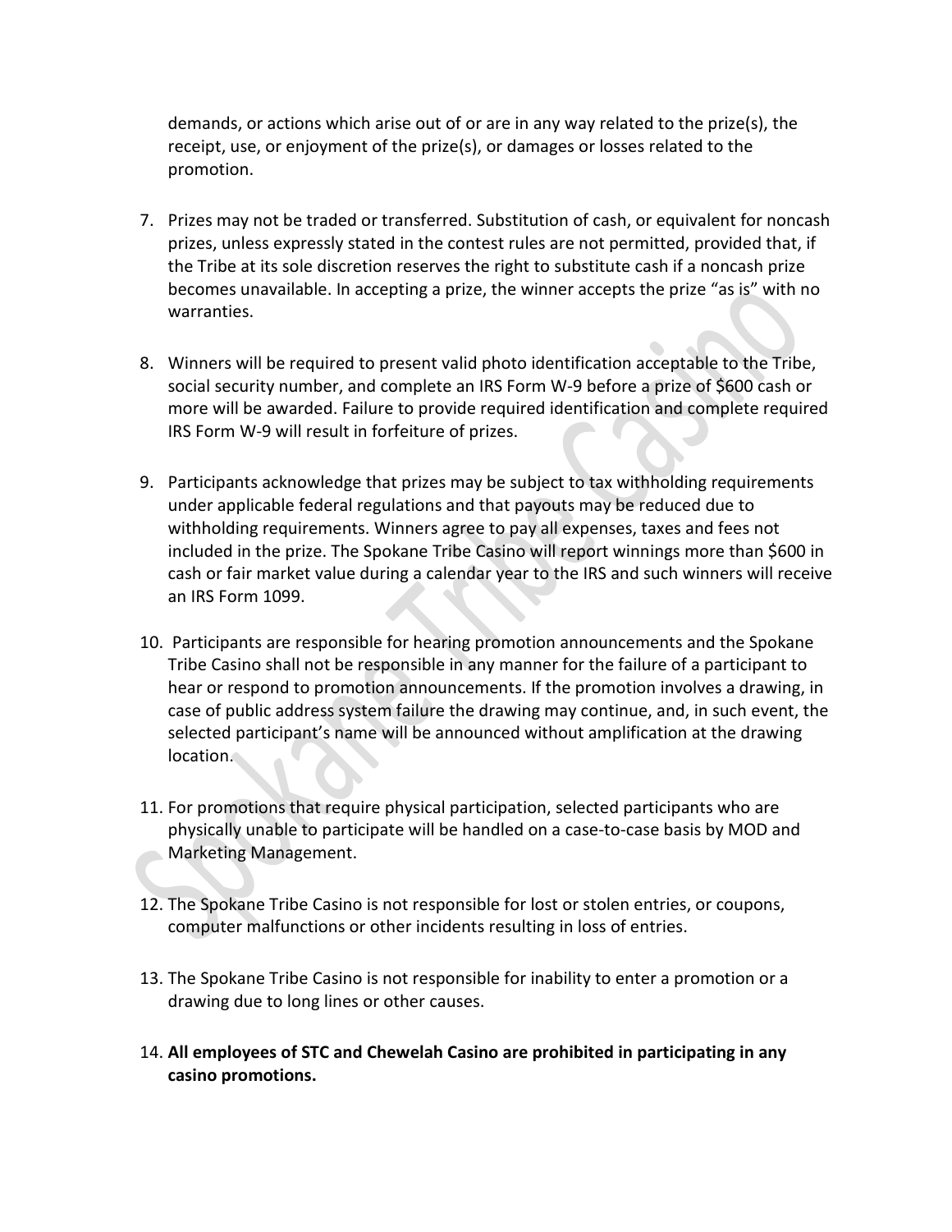demands, or actions which arise out of or are in any way related to the prize(s), the receipt, use, or enjoyment of the prize(s), or damages or losses related to the promotion.

7. Prizes may not be traded or transferred. Substitution of cash, or equivalent for noncash prizes, unless expressly stated in the contest rules are not permitted, provided that, if the Tribe at its sole discretion reserves the right to substitute cash if a noncash prize becomes unavailable. In accepting a prize, the winner accepts the prize "as is" with no warranties.

8. Winners will be required to present valid photo identification acceptable to the Tribe, social security number, and complete an IRS Form W-9 before a prize of $600 cash or more will be awarded. Failure to provide required identification and complete required IRS Form W-9 will result in forfeiture of prizes.

9. Participants acknowledge that prizes may be subject to tax withholding requirements under applicable federal regulations and that payouts may be reduced due to withholding requirements. Winners agree to pay all expenses, taxes and fees not included in the prize. The Spokane Tribe Casino will report winnings more than $600 in cash or fair market value during a calendar year to the IRS and such winners will receive an IRS Form 1099.

10. Participants are responsible for hearing promotion announcements and the Spokane Tribe Casino shall not be responsible in any manner for the failure of a participant to hear or respond to promotion announcements. If the promotion involves a drawing, in case of public address system failure the drawing may continue, and, in such event, the selected participant's name will be announced without amplification at the drawing location.

11. For promotions that require physical participation, selected participants who are physically unable to participate will be handled on a case-to-case basis by MOD and Marketing Management.

12. The Spokane Tribe Casino is not responsible for lost or stolen entries, or coupons, computer malfunctions or other incidents resulting in loss of entries.

13. The Spokane Tribe Casino is not responsible for inability to enter a promotion or a drawing due to long lines or other causes.

14. **All employees of STC and Chewelah Casino are prohibited in participating in any casino promotions.**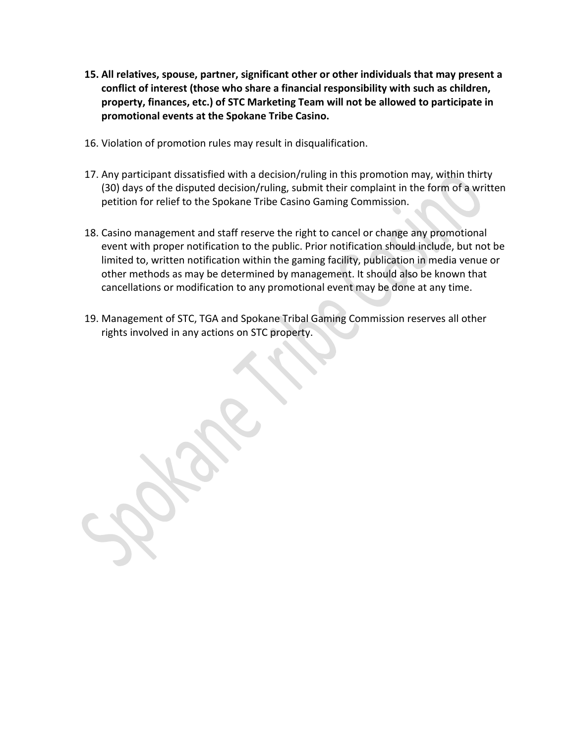15. **All relatives, spouse, partner, significant other or other individuals that may present a conflict of interest (those who share a financial responsibility with such as children, property, finances, etc.) of STC Marketing Team will not be allowed to participate in promotional events at the Spokane Tribe Casino.**

16. Violation of promotion rules may result in disqualification.

17. Any participant dissatisfied with a decision/ruling in this promotion may, within thirty (30) days of the disputed decision/ruling, submit their complaint in the form of a written petition for relief to the Spokane Tribe Casino Gaming Commission.

18. Casino management and staff reserve the right to cancel or change any promotional event with proper notification to the public. Prior notification should include, but not be limited to, written notification within the gaming facility, publication in media venue or other methods as may be determined by management. It should also be known that cancellations or modification to any promotional event may be done at any time.

19. Management of STC, TGA and Spokane Tribal Gaming Commission reserves all other rights involved in any actions on STC property.